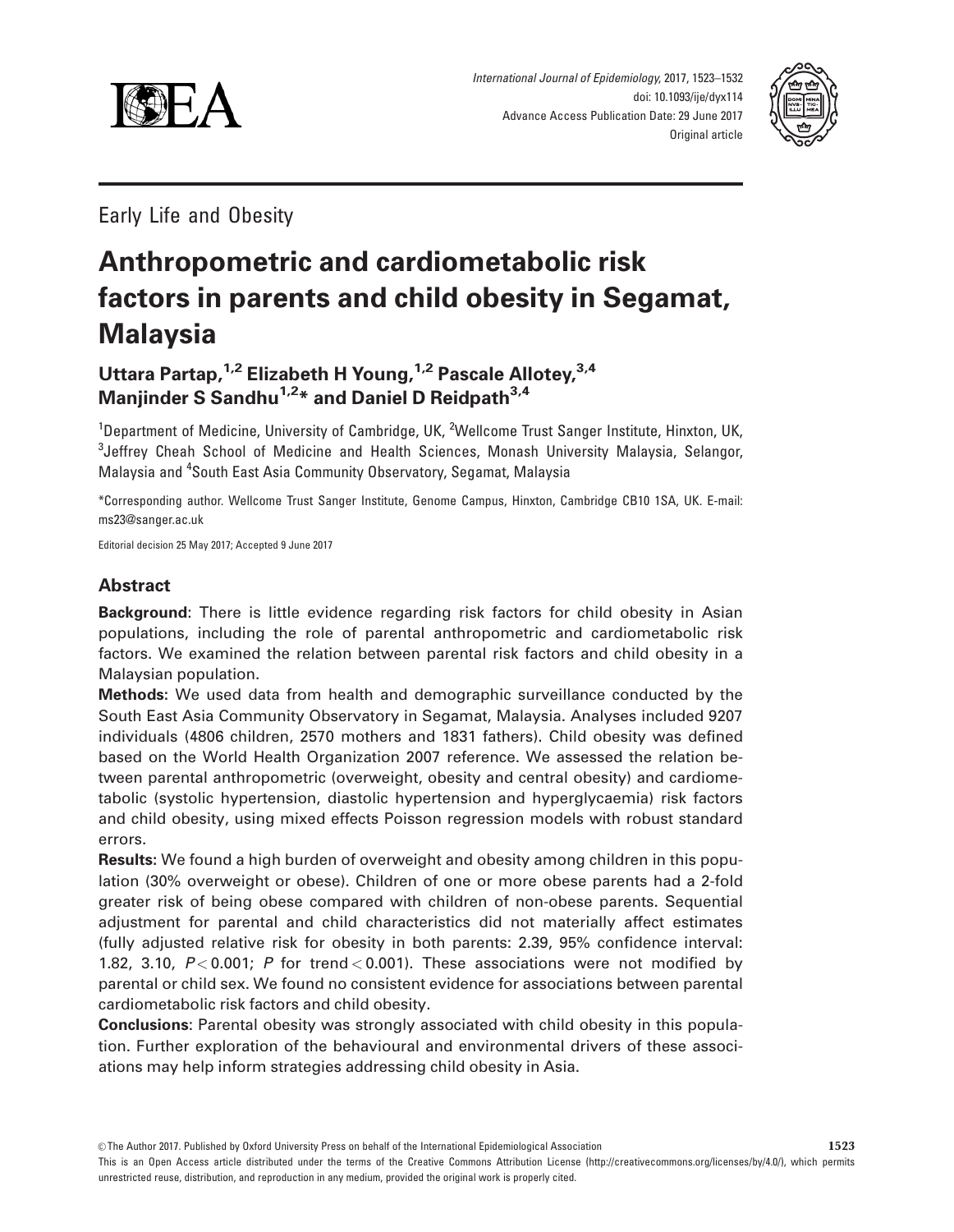Early Life and Obesity

# Anthropometric and cardiometabolic risk factors in parents and child obesity in Segamat, Malaysia

**Uttara Partap,[1,2] Elizabeth H Young,[1,2] Pascale Allotey,[3,4] Manjinder S Sandhu[1,2]* and Daniel D Reidpath[3,4]**

[1]Department of Medicine, University of Cambridge, UK, [2]Wellcome Trust Sanger Institute, Hinxton, UK, [3]Jeffrey Cheah School of Medicine and Health Sciences, Monash University Malaysia, Selangor, Malaysia and [4]South East Asia Community Observatory, Segamat, Malaysia

*Corresponding author. Wellcome Trust Sanger Institute, Genome Campus, Hinxton, Cambridge CB10 1SA, UK. E-mail: ms23@sanger.ac.uk

Editorial decision 25 May 2017; Accepted 9 June 2017

## Abstract

**Background**: There is little evidence regarding risk factors for child obesity in Asian populations, including the role of parental anthropometric and cardiometabolic risk factors. We examined the relation between parental risk factors and child obesity in a Malaysian population.

**Methods:** We used data from health and demographic surveillance conducted by the South East Asia Community Observatory in Segamat, Malaysia. Analyses included 9207 individuals (4806 children, 2570 mothers and 1831 fathers). Child obesity was defined based on the World Health Organization 2007 reference. We assessed the relation between parental anthropometric (overweight, obesity and central obesity) and cardiometabolic (systolic hypertension, diastolic hypertension and hyperglycaemia) risk factors and child obesity, using mixed effects Poisson regression models with robust standard errors.

**Results:** We found a high burden of overweight and obesity among children in this population (30% overweight or obese). Children of one or more obese parents had a 2-fold greater risk of being obese compared with children of non-obese parents. Sequential adjustment for parental and child characteristics did not materially affect estimates (fully adjusted relative risk for obesity in both parents: 2.39, 95% confidence interval: 1.82, 3.10, $P < 0.001$; $P$ for trend $< 0.001$). These associations were not modified by parental or child sex. We found no consistent evidence for associations between parental cardiometabolic risk factors and child obesity.

**Conclusions**: Parental obesity was strongly associated with child obesity in this population. Further exploration of the behavioural and environmental drivers of these associations may help inform strategies addressing child obesity in Asia.

© The Author 2017. Published by Oxford University Press on behalf of the International Epidemiological Association

This is an Open Access article distributed under the terms of the Creative Commons Attribution License (http://creativecommons.org/licenses/by/4.0/), which permits unrestricted reuse, distribution, and reproduction in any medium, provided the original work is properly cited.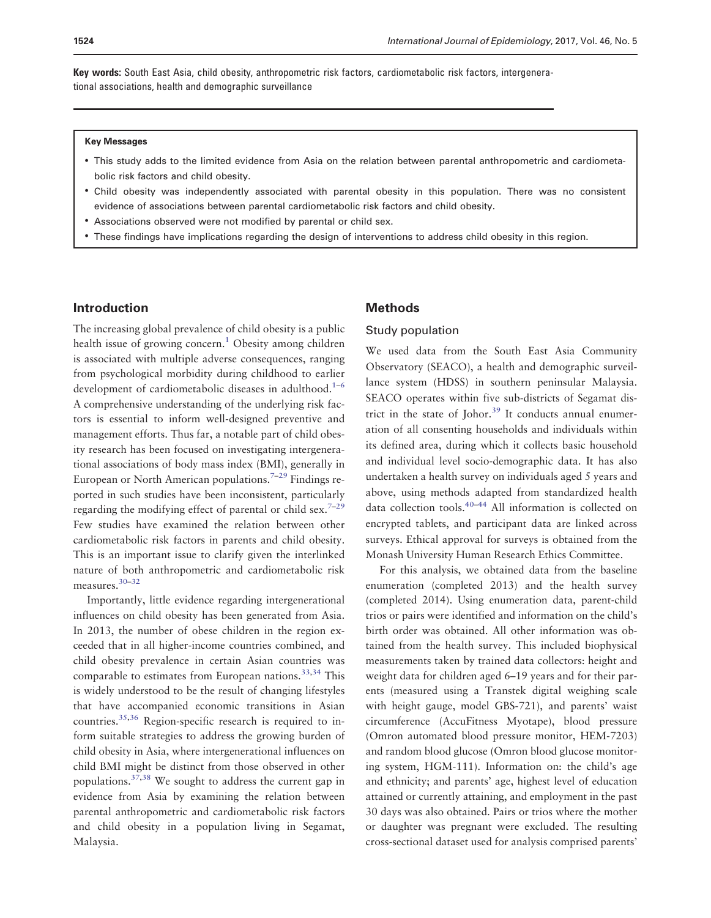**Key words:** South East Asia, child obesity, anthropometric risk factors, cardiometabolic risk factors, intergenerational associations, health and demographic surveillance

> **Key Messages**
>
> - This study adds to the limited evidence from Asia on the relation between parental anthropometric and cardiometabolic risk factors and child obesity.
> - Child obesity was independently associated with parental obesity in this population. There was no consistent evidence of associations between parental cardiometabolic risk factors and child obesity.
> - Associations observed were not modified by parental or child sex.
> - These findings have implications regarding the design of interventions to address child obesity in this region.

## Introduction

The increasing global prevalence of child obesity is a public health issue of growing concern.[1] Obesity among children is associated with multiple adverse consequences, ranging from psychological morbidity during childhood to earlier development of cardiometabolic diseases in adulthood.[1–6] A comprehensive understanding of the underlying risk factors is essential to inform well-designed preventive and management efforts. Thus far, a notable part of child obesity research has been focused on investigating intergenerational associations of body mass index (BMI), generally in European or North American populations.[7–29] Findings reported in such studies have been inconsistent, particularly regarding the modifying effect of parental or child sex.[7–29] Few studies have examined the relation between other cardiometabolic risk factors in parents and child obesity. This is an important issue to clarify given the interlinked nature of both anthropometric and cardiometabolic risk measures.[30–32]

Importantly, little evidence regarding intergenerational influences on child obesity has been generated from Asia. In 2013, the number of obese children in the region exceeded that in all higher-income countries combined, and child obesity prevalence in certain Asian countries was comparable to estimates from European nations.[33,34] This is widely understood to be the result of changing lifestyles that have accompanied economic transitions in Asian countries.[35,36] Region-specific research is required to inform suitable strategies to address the growing burden of child obesity in Asia, where intergenerational influences on child BMI might be distinct from those observed in other populations.[37,38] We sought to address the current gap in evidence from Asia by examining the relation between parental anthropometric and cardiometabolic risk factors and child obesity in a population living in Segamat, Malaysia.

## Methods

### Study population

We used data from the South East Asia Community Observatory (SEACO), a health and demographic surveillance system (HDSS) in southern peninsular Malaysia. SEACO operates within five sub-districts of Segamat district in the state of Johor.[39] It conducts annual enumeration of all consenting households and individuals within its defined area, during which it collects basic household and individual level socio-demographic data. It has also undertaken a health survey on individuals aged 5 years and above, using methods adapted from standardized health data collection tools.[40–44] All information is collected on encrypted tablets, and participant data are linked across surveys. Ethical approval for surveys is obtained from the Monash University Human Research Ethics Committee.

For this analysis, we obtained data from the baseline enumeration (completed 2013) and the health survey (completed 2014). Using enumeration data, parent-child trios or pairs were identified and information on the child's birth order was obtained. All other information was obtained from the health survey. This included biophysical measurements taken by trained data collectors: height and weight data for children aged 6–19 years and for their parents (measured using a Transtek digital weighing scale with height gauge, model GBS-721), and parents' waist circumference (AccuFitness Myotape), blood pressure (Omron automated blood pressure monitor, HEM-7203) and random blood glucose (Omron blood glucose monitoring system, HGM-111). Information on: the child's age and ethnicity; and parents' age, highest level of education attained or currently attaining, and employment in the past 30 days was also obtained. Pairs or trios where the mother or daughter was pregnant were excluded. The resulting cross-sectional dataset used for analysis comprised parents'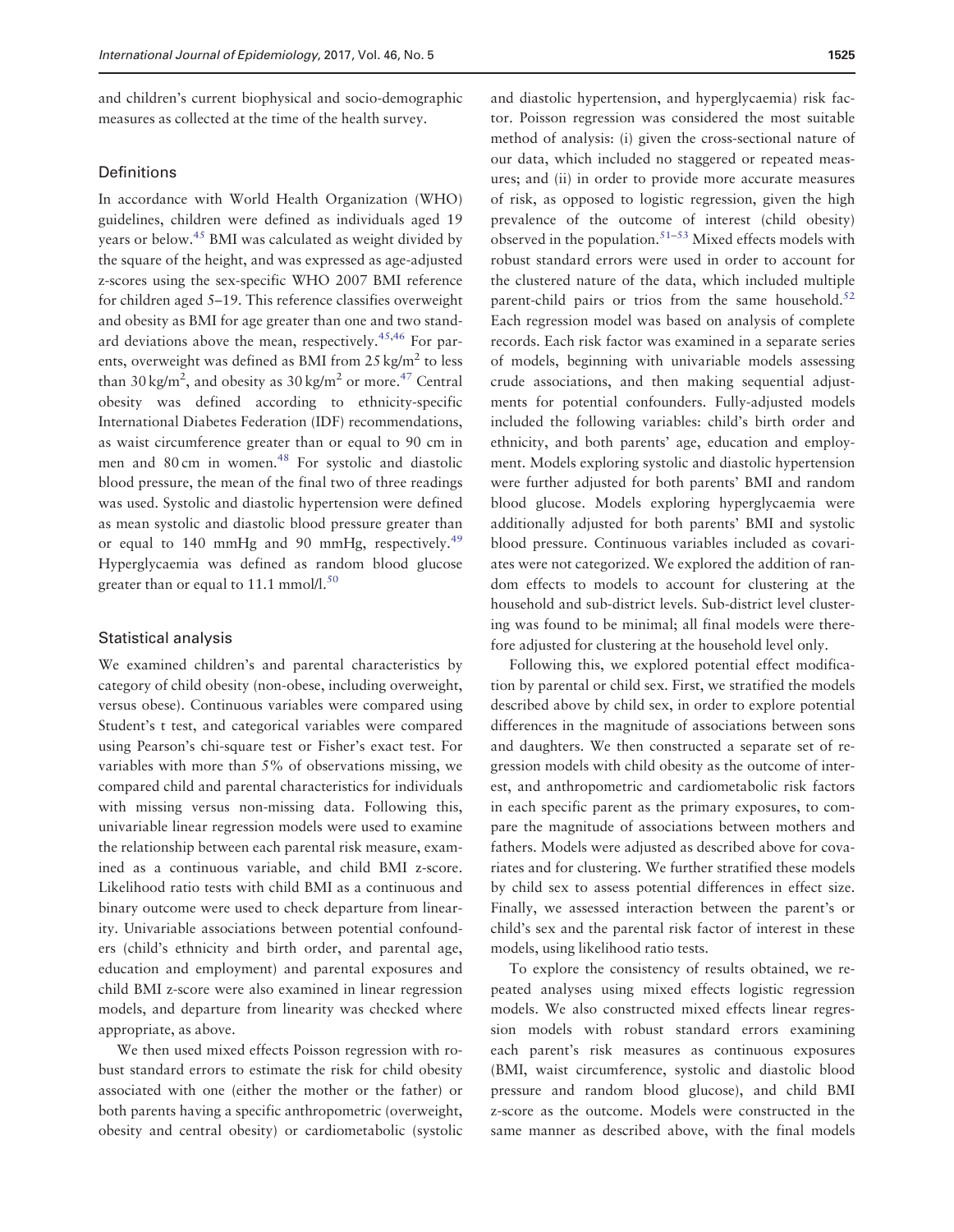and children's current biophysical and socio-demographic measures as collected at the time of the health survey.

### Definitions

In accordance with World Health Organization (WHO) guidelines, children were defined as individuals aged 19 years or below.[45] BMI was calculated as weight divided by the square of the height, and was expressed as age-adjusted z-scores using the sex-specific WHO 2007 BMI reference for children aged 5–19. This reference classifies overweight and obesity as BMI for age greater than one and two standard deviations above the mean, respectively.[45,46] For parents, overweight was defined as BMI from 25 $kg/m^2$ to less than 30 $kg/m^2$, and obesity as 30 $kg/m^2$ or more.[47] Central obesity was defined according to ethnicity-specific International Diabetes Federation (IDF) recommendations, as waist circumference greater than or equal to 90 cm in men and 80 cm in women.[48] For systolic and diastolic blood pressure, the mean of the final two of three readings was used. Systolic and diastolic hypertension were defined as mean systolic and diastolic blood pressure greater than or equal to 140 mmHg and 90 mmHg, respectively.[49] Hyperglycaemia was defined as random blood glucose greater than or equal to 11.1 mmol/l.[50]

### Statistical analysis

We examined children's and parental characteristics by category of child obesity (non-obese, including overweight, versus obese). Continuous variables were compared using Student's t test, and categorical variables were compared using Pearson's chi-square test or Fisher's exact test. For variables with more than 5% of observations missing, we compared child and parental characteristics for individuals with missing versus non-missing data. Following this, univariable linear regression models were used to examine the relationship between each parental risk measure, examined as a continuous variable, and child BMI z-score. Likelihood ratio tests with child BMI as a continuous and binary outcome were used to check departure from linearity. Univariable associations between potential confounders (child's ethnicity and birth order, and parental age, education and employment) and parental exposures and child BMI z-score were also examined in linear regression models, and departure from linearity was checked where appropriate, as above.

We then used mixed effects Poisson regression with robust standard errors to estimate the risk for child obesity associated with one (either the mother or the father) or both parents having a specific anthropometric (overweight, obesity and central obesity) or cardiometabolic (systolic and diastolic hypertension, and hyperglycaemia) risk factor. Poisson regression was considered the most suitable method of analysis: (i) given the cross-sectional nature of our data, which included no staggered or repeated measures; and (ii) in order to provide more accurate measures of risk, as opposed to logistic regression, given the high prevalence of the outcome of interest (child obesity) observed in the population.[51–53] Mixed effects models with robust standard errors were used in order to account for the clustered nature of the data, which included multiple parent-child pairs or trios from the same household.[52] Each regression model was based on analysis of complete records. Each risk factor was examined in a separate series of models, beginning with univariable models assessing crude associations, and then making sequential adjustments for potential confounders. Fully-adjusted models included the following variables: child's birth order and ethnicity, and both parents' age, education and employment. Models exploring systolic and diastolic hypertension were further adjusted for both parents' BMI and random blood glucose. Models exploring hyperglycaemia were additionally adjusted for both parents' BMI and systolic blood pressure. Continuous variables included as covariates were not categorized. We explored the addition of random effects to models to account for clustering at the household and sub-district levels. Sub-district level clustering was found to be minimal; all final models were therefore adjusted for clustering at the household level only.

Following this, we explored potential effect modification by parental or child sex. First, we stratified the models described above by child sex, in order to explore potential differences in the magnitude of associations between sons and daughters. We then constructed a separate set of regression models with child obesity as the outcome of interest, and anthropometric and cardiometabolic risk factors in each specific parent as the primary exposures, to compare the magnitude of associations between mothers and fathers. Models were adjusted as described above for covariates and for clustering. We further stratified these models by child sex to assess potential differences in effect size. Finally, we assessed interaction between the parent's or child's sex and the parental risk factor of interest in these models, using likelihood ratio tests.

To explore the consistency of results obtained, we repeated analyses using mixed effects logistic regression models. We also constructed mixed effects linear regression models with robust standard errors examining each parent's risk measures as continuous exposures (BMI, waist circumference, systolic and diastolic blood pressure and random blood glucose), and child BMI z-score as the outcome. Models were constructed in the same manner as described above, with the final models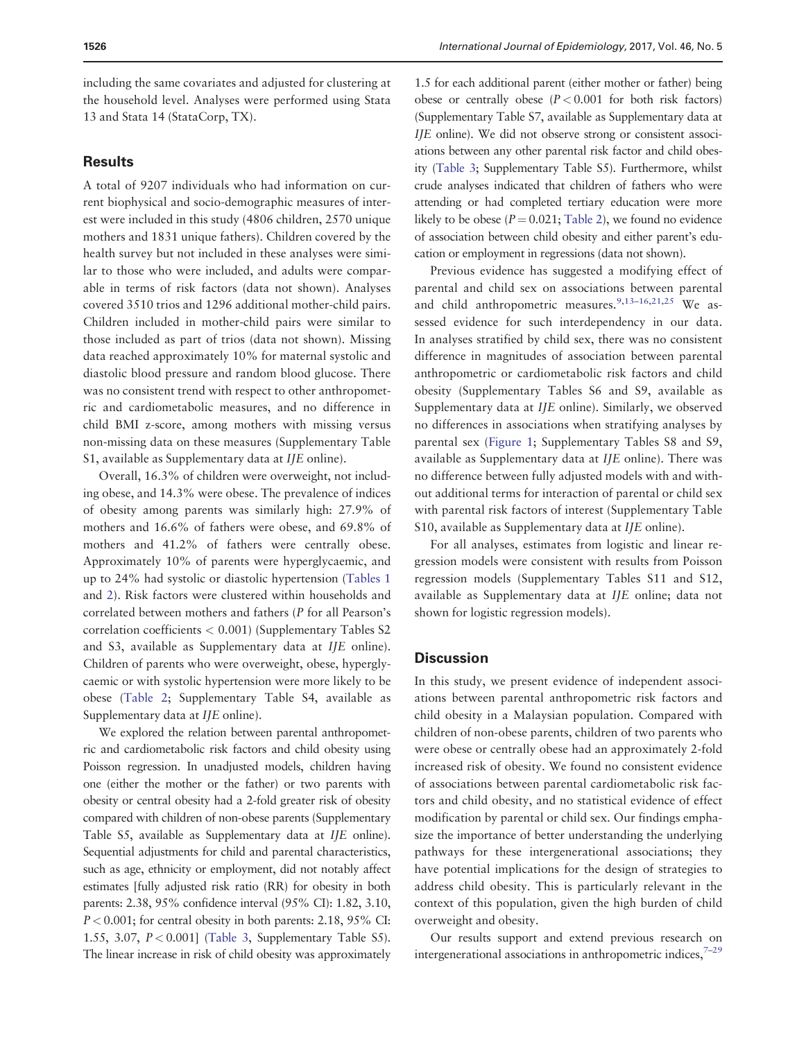including the same covariates and adjusted for clustering at the household level. Analyses were performed using Stata 13 and Stata 14 (StataCorp, TX).

## Results

A total of 9207 individuals who had information on current biophysical and socio-demographic measures of interest were included in this study (4806 children, 2570 unique mothers and 1831 unique fathers). Children covered by the health survey but not included in these analyses were similar to those who were included, and adults were comparable in terms of risk factors (data not shown). Analyses covered 3510 trios and 1296 additional mother-child pairs. Children included in mother-child pairs were similar to those included as part of trios (data not shown). Missing data reached approximately 10% for maternal systolic and diastolic blood pressure and random blood glucose. There was no consistent trend with respect to other anthropometric and cardiometabolic measures, and no difference in child BMI z-score, among mothers with missing versus non-missing data on these measures (Supplementary Table S1, available as Supplementary data at *IJE* online).

Overall, 16.3% of children were overweight, not including obese, and 14.3% were obese. The prevalence of indices of obesity among parents was similarly high: 27.9% of mothers and 16.6% of fathers were obese, and 69.8% of mothers and 41.2% of fathers were centrally obese. Approximately 10% of parents were hyperglycaemic, and up to 24% had systolic or diastolic hypertension (Tables 1 and 2). Risk factors were clustered within households and correlated between mothers and fathers ($P$ for all Pearson's correlation coefficients $< 0.001$) (Supplementary Tables S2 and S3, available as Supplementary data at *IJE* online). Children of parents who were overweight, obese, hyperglycaemic or with systolic hypertension were more likely to be obese (Table 2; Supplementary Table S4, available as Supplementary data at *IJE* online).

We explored the relation between parental anthropometric and cardiometabolic risk factors and child obesity using Poisson regression. In unadjusted models, children having one (either the mother or the father) or two parents with obesity or central obesity had a 2-fold greater risk of obesity compared with children of non-obese parents (Supplementary Table S5, available as Supplementary data at *IJE* online). Sequential adjustments for child and parental characteristics, such as age, ethnicity or employment, did not notably affect estimates [fully adjusted risk ratio (RR) for obesity in both parents: 2.38, 95% confidence interval (95% CI): 1.82, 3.10, $P < 0.001$; for central obesity in both parents: 2.18, 95% CI: 1.55, 3.07, $P < 0.001$] (Table 3, Supplementary Table S5). The linear increase in risk of child obesity was approximately 1.5 for each additional parent (either mother or father) being obese or centrally obese ($P < 0.001$ for both risk factors) (Supplementary Table S7, available as Supplementary data at *IJE* online). We did not observe strong or consistent associations between any other parental risk factor and child obesity (Table 3; Supplementary Table S5). Furthermore, whilst crude analyses indicated that children of fathers who were attending or had completed tertiary education were more likely to be obese ($P = 0.021$; Table 2), we found no evidence of association between child obesity and either parent's education or employment in regressions (data not shown).

Previous evidence has suggested a modifying effect of parental and child sex on associations between parental and child anthropometric measures.[9,13–16,21,25] We assessed evidence for such interdependency in our data. In analyses stratified by child sex, there was no consistent difference in magnitudes of association between parental anthropometric or cardiometabolic risk factors and child obesity (Supplementary Tables S6 and S9, available as Supplementary data at *IJE* online). Similarly, we observed no differences in associations when stratifying analyses by parental sex (Figure 1; Supplementary Tables S8 and S9, available as Supplementary data at *IJE* online). There was no difference between fully adjusted models with and without additional terms for interaction of parental or child sex with parental risk factors of interest (Supplementary Table S10, available as Supplementary data at *IJE* online).

For all analyses, estimates from logistic and linear regression models were consistent with results from Poisson regression models (Supplementary Tables S11 and S12, available as Supplementary data at *IJE* online; data not shown for logistic regression models).

## Discussion

In this study, we present evidence of independent associations between parental anthropometric risk factors and child obesity in a Malaysian population. Compared with children of non-obese parents, children of two parents who were obese or centrally obese had an approximately 2-fold increased risk of obesity. We found no consistent evidence of associations between parental cardiometabolic risk factors and child obesity, and no statistical evidence of effect modification by parental or child sex. Our findings emphasize the importance of better understanding the underlying pathways for these intergenerational associations; they have potential implications for the design of strategies to address child obesity. This is particularly relevant in the context of this population, given the high burden of child overweight and obesity.

Our results support and extend previous research on intergenerational associations in anthropometric indices,[7–29]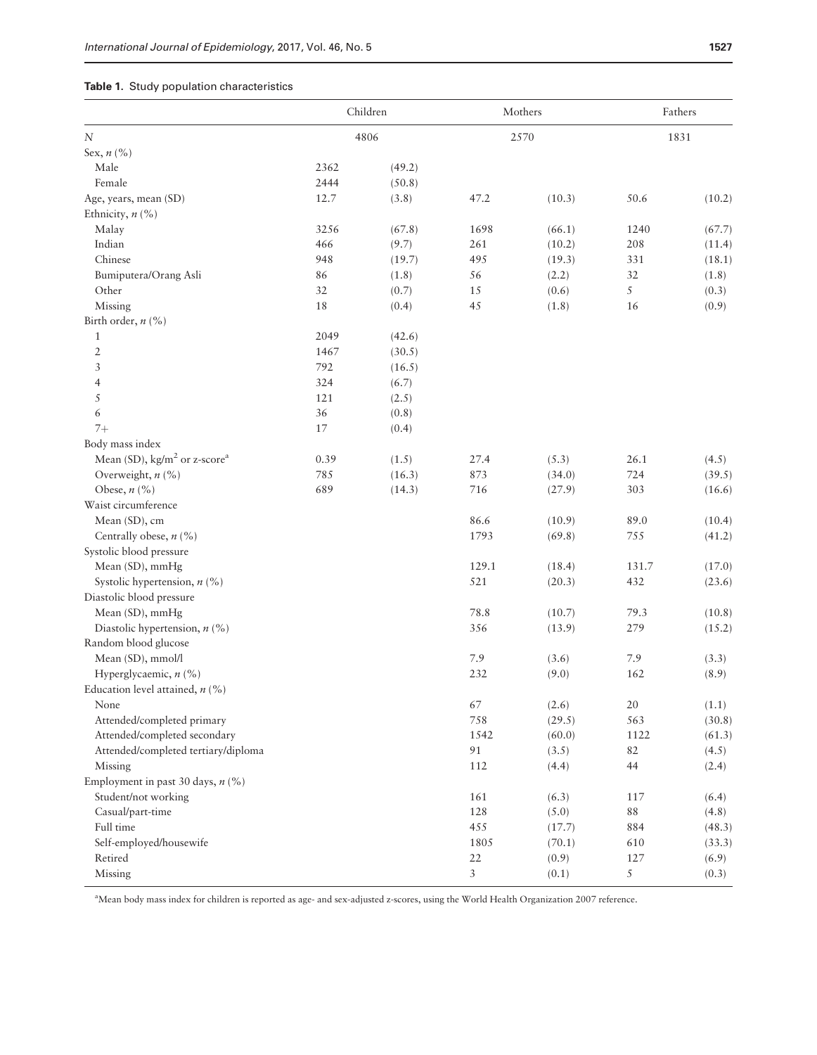**Table 1.** Study population characteristics

| | Children | | Mothers | | Fathers | |
|---|---|---|---|---|---|---|
| *N* | 4806 | | 2570 | | 1831 | |
| Sex, *n* (%) | | | | | | |
| Male | 2362 | (49.2) | | | | |
| Female | 2444 | (50.8) | | | | |
| Age, years, mean (SD) | 12.7 | (3.8) | 47.2 | (10.3) | 50.6 | (10.2) |
| Ethnicity, *n* (%) | | | | | | |
| Malay | 3256 | (67.8) | 1698 | (66.1) | 1240 | (67.7) |
| Indian | 466 | (9.7) | 261 | (10.2) | 208 | (11.4) |
| Chinese | 948 | (19.7) | 495 | (19.3) | 331 | (18.1) |
| Bumiputera/Orang Asli | 86 | (1.8) | 56 | (2.2) | 32 | (1.8) |
| Other | 32 | (0.7) | 15 | (0.6) | 5 | (0.3) |
| Missing | 18 | (0.4) | 45 | (1.8) | 16 | (0.9) |
| Birth order, *n* (%) | | | | | | |
| 1 | 2049 | (42.6) | | | | |
| 2 | 1467 | (30.5) | | | | |
| 3 | 792 | (16.5) | | | | |
| 4 | 324 | (6.7) | | | | |
| 5 | 121 | (2.5) | | | | |
| 6 | 36 | (0.8) | | | | |
| 7+ | 17 | (0.4) | | | | |
| Body mass index | | | | | | |
| Mean (SD), $kg/m^2$ or z-score[a] | 0.39 | (1.5) | 27.4 | (5.3) | 26.1 | (4.5) |
| Overweight, *n* (%) | 785 | (16.3) | 873 | (34.0) | 724 | (39.5) |
| Obese, *n* (%) | 689 | (14.3) | 716 | (27.9) | 303 | (16.6) |
| Waist circumference | | | | | | |
| Mean (SD), cm | | | 86.6 | (10.9) | 89.0 | (10.4) |
| Centrally obese, *n* (%) | | | 1793 | (69.8) | 755 | (41.2) |
| Systolic blood pressure | | | | | | |
| Mean (SD), mmHg | | | 129.1 | (18.4) | 131.7 | (17.0) |
| Systolic hypertension, *n* (%) | | | 521 | (20.3) | 432 | (23.6) |
| Diastolic blood pressure | | | | | | |
| Mean (SD), mmHg | | | 78.8 | (10.7) | 79.3 | (10.8) |
| Diastolic hypertension, *n* (%) | | | 356 | (13.9) | 279 | (15.2) |
| Random blood glucose | | | | | | |
| Mean (SD), mmol/l | | | 7.9 | (3.6) | 7.9 | (3.3) |
| Hyperglycaemic, *n* (%) | | | 232 | (9.0) | 162 | (8.9) |
| Education level attained, *n* (%) | | | | | | |
| None | | | 67 | (2.6) | 20 | (1.1) |
| Attended/completed primary | | | 758 | (29.5) | 563 | (30.8) |
| Attended/completed secondary | | | 1542 | (60.0) | 1122 | (61.3) |
| Attended/completed tertiary/diploma | | | 91 | (3.5) | 82 | (4.5) |
| Missing | | | 112 | (4.4) | 44 | (2.4) |
| Employment in past 30 days, *n* (%) | | | | | | |
| Student/not working | | | 161 | (6.3) | 117 | (6.4) |
| Casual/part-time | | | 128 | (5.0) | 88 | (4.8) |
| Full time | | | 455 | (17.7) | 884 | (48.3) |
| Self-employed/housewife | | | 1805 | (70.1) | 610 | (33.3) |
| Retired | | | 22 | (0.9) | 127 | (6.9) |
| Missing | | | 3 | (0.1) | 5 | (0.3) |

[a]Mean body mass index for children is reported as age- and sex-adjusted z-scores, using the World Health Organization 2007 reference.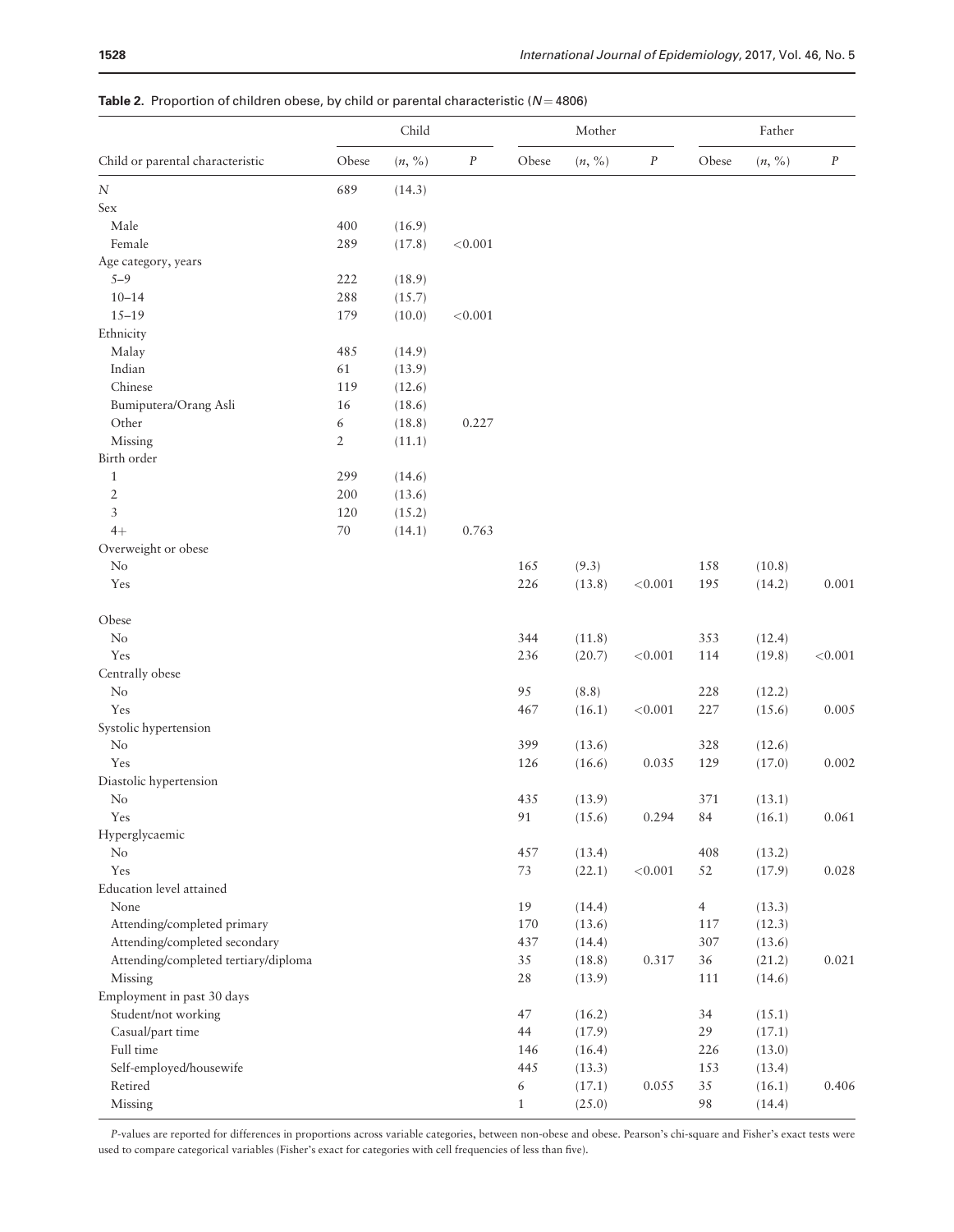**Table 2.** Proportion of children obese, by child or parental characteristic ($N = 4806$)

| Child or parental characteristic | Child | | | Mother | | | Father | | |
|---|---|---|---|---|---|---|---|---|---|
| | Obese | (*n*, %) | *P* | Obese | (*n*, %) | *P* | Obese | (*n*, %) | *P* |
| *N* | 689 | (14.3) | | | | | | | |
| Sex | | | | | | | | | |
| Male | 400 | (16.9) | | | | | | | |
| Female | 289 | (17.8) | <0.001 | | | | | | |
| Age category, years | | | | | | | | | |
| 5–9 | 222 | (18.9) | | | | | | | |
| 10–14 | 288 | (15.7) | | | | | | | |
| 15–19 | 179 | (10.0) | <0.001 | | | | | | |
| Ethnicity | | | | | | | | | |
| Malay | 485 | (14.9) | | | | | | | |
| Indian | 61 | (13.9) | | | | | | | |
| Chinese | 119 | (12.6) | | | | | | | |
| Bumiputera/Orang Asli | 16 | (18.6) | | | | | | | |
| Other | 6 | (18.8) | 0.227 | | | | | | |
| Missing | 2 | (11.1) | | | | | | | |
| Birth order | | | | | | | | | |
| 1 | 299 | (14.6) | | | | | | | |
| 2 | 200 | (13.6) | | | | | | | |
| 3 | 120 | (15.2) | | | | | | | |
| 4+ | 70 | (14.1) | 0.763 | | | | | | |
| Overweight or obese | | | | | | | | | |
| No | | | | 165 | (9.3) | | 158 | (10.8) | |
| Yes | | | | 226 | (13.8) | <0.001 | 195 | (14.2) | 0.001 |
| Obese | | | | | | | | | |
| No | | | | 344 | (11.8) | | 353 | (12.4) | |
| Yes | | | | 236 | (20.7) | <0.001 | 114 | (19.8) | <0.001 |
| Centrally obese | | | | | | | | | |
| No | | | | 95 | (8.8) | | 228 | (12.2) | |
| Yes | | | | 467 | (16.1) | <0.001 | 227 | (15.6) | 0.005 |
| Systolic hypertension | | | | | | | | | |
| No | | | | 399 | (13.6) | | 328 | (12.6) | |
| Yes | | | | 126 | (16.6) | 0.035 | 129 | (17.0) | 0.002 |
| Diastolic hypertension | | | | | | | | | |
| No | | | | 435 | (13.9) | | 371 | (13.1) | |
| Yes | | | | 91 | (15.6) | 0.294 | 84 | (16.1) | 0.061 |
| Hyperglycaemic | | | | | | | | | |
| No | | | | 457 | (13.4) | | 408 | (13.2) | |
| Yes | | | | 73 | (22.1) | <0.001 | 52 | (17.9) | 0.028 |
| Education level attained | | | | | | | | | |
| None | | | | 19 | (14.4) | | 4 | (13.3) | |
| Attending/completed primary | | | | 170 | (13.6) | | 117 | (12.3) | |
| Attending/completed secondary | | | | 437 | (14.4) | | 307 | (13.6) | |
| Attending/completed tertiary/diploma | | | | 35 | (18.8) | 0.317 | 36 | (21.2) | 0.021 |
| Missing | | | | 28 | (13.9) | | 111 | (14.6) | |
| Employment in past 30 days | | | | | | | | | |
| Student/not working | | | | 47 | (16.2) | | 34 | (15.1) | |
| Casual/part time | | | | 44 | (17.9) | | 29 | (17.1) | |
| Full time | | | | 146 | (16.4) | | 226 | (13.0) | |
| Self-employed/housewife | | | | 445 | (13.3) | | 153 | (13.4) | |
| Retired | | | | 6 | (17.1) | 0.055 | 35 | (16.1) | 0.406 |
| Missing | | | | 1 | (25.0) | | 98 | (14.4) | |

*P*-values are reported for differences in proportions across variable categories, between non-obese and obese. Pearson's chi-square and Fisher's exact tests were used to compare categorical variables (Fisher's exact for categories with cell frequencies of less than five).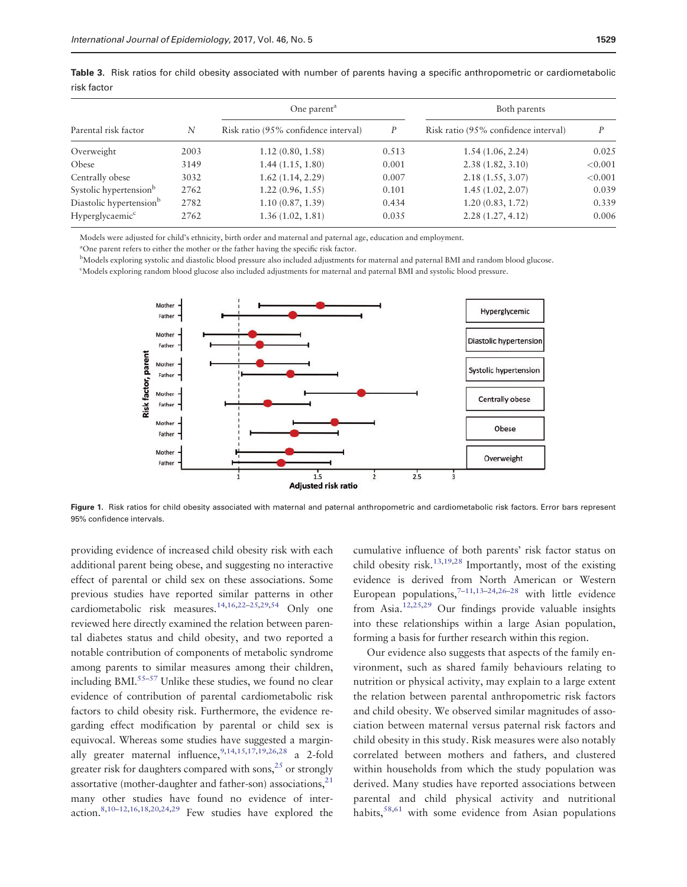**Table 3.** Risk ratios for child obesity associated with number of parents having a specific anthropometric or cardiometabolic risk factor

| Parental risk factor | N | One parent[a] | | Both parents | |
|---|---|---|---|---|---|
| | | Risk ratio (95% confidence interval) | P | Risk ratio (95% confidence interval) | P |
| Overweight | 2003 | 1.12 (0.80, 1.58) | 0.513 | 1.54 (1.06, 2.24) | 0.025 |
| Obese | 3149 | 1.44 (1.15, 1.80) | 0.001 | 2.38 (1.82, 3.10) | <0.001 |
| Centrally obese | 3032 | 1.62 (1.14, 2.29) | 0.007 | 2.18 (1.55, 3.07) | <0.001 |
| Systolic hypertension[b] | 2762 | 1.22 (0.96, 1.55) | 0.101 | 1.45 (1.02, 2.07) | 0.039 |
| Diastolic hypertension[b] | 2782 | 1.10 (0.87, 1.39) | 0.434 | 1.20 (0.83, 1.72) | 0.339 |
| Hyperglycaemic[c] | 2762 | 1.36 (1.02, 1.81) | 0.035 | 2.28 (1.27, 4.12) | 0.006 |

Models were adjusted for child's ethnicity, birth order and maternal and paternal age, education and employment.

[a]One parent refers to either the mother or the father having the specific risk factor.

[b]Models exploring systolic and diastolic blood pressure also included adjustments for maternal and paternal BMI and random blood glucose.

[c]Models exploring random blood glucose also included adjustments for maternal and paternal BMI and systolic blood pressure.

**Figure 1.** Risk ratios for child obesity associated with maternal and paternal anthropometric and cardiometabolic risk factors. Error bars represent 95% confidence intervals.

providing evidence of increased child obesity risk with each additional parent being obese, and suggesting no interactive effect of parental or child sex on these associations. Some previous studies have reported similar patterns in other cardiometabolic risk measures.[14,16,22–25,29,54] Only one reviewed here directly examined the relation between parental diabetes status and child obesity, and two reported a notable contribution of components of metabolic syndrome among parents to similar measures among their children, including BMI.[55–57] Unlike these studies, we found no clear evidence of contribution of parental cardiometabolic risk factors to child obesity risk. Furthermore, the evidence regarding effect modification by parental or child sex is equivocal. Whereas some studies have suggested a marginally greater maternal influence,[9,14,15,17,19,26,28] a 2-fold greater risk for daughters compared with sons,[25] or strongly assortative (mother-daughter and father-son) associations,[21] many other studies have found no evidence of interaction.[8,10–12,16,18,20,24,29] Few studies have explored the cumulative influence of both parents' risk factor status on child obesity risk.[13,19,28] Importantly, most of the existing evidence is derived from North American or Western European populations,[7–11,13–24,26–28] with little evidence from Asia.[12,25,29] Our findings provide valuable insights into these relationships within a large Asian population, forming a basis for further research within this region.

Our evidence also suggests that aspects of the family environment, such as shared family behaviours relating to nutrition or physical activity, may explain to a large extent the relation between parental anthropometric risk factors and child obesity. We observed similar magnitudes of association between maternal versus paternal risk factors and child obesity in this study. Risk measures were also notably correlated between mothers and fathers, and clustered within households from which the study population was derived. Many studies have reported associations between parental and child physical activity and nutritional habits,[58,61] with some evidence from Asian populations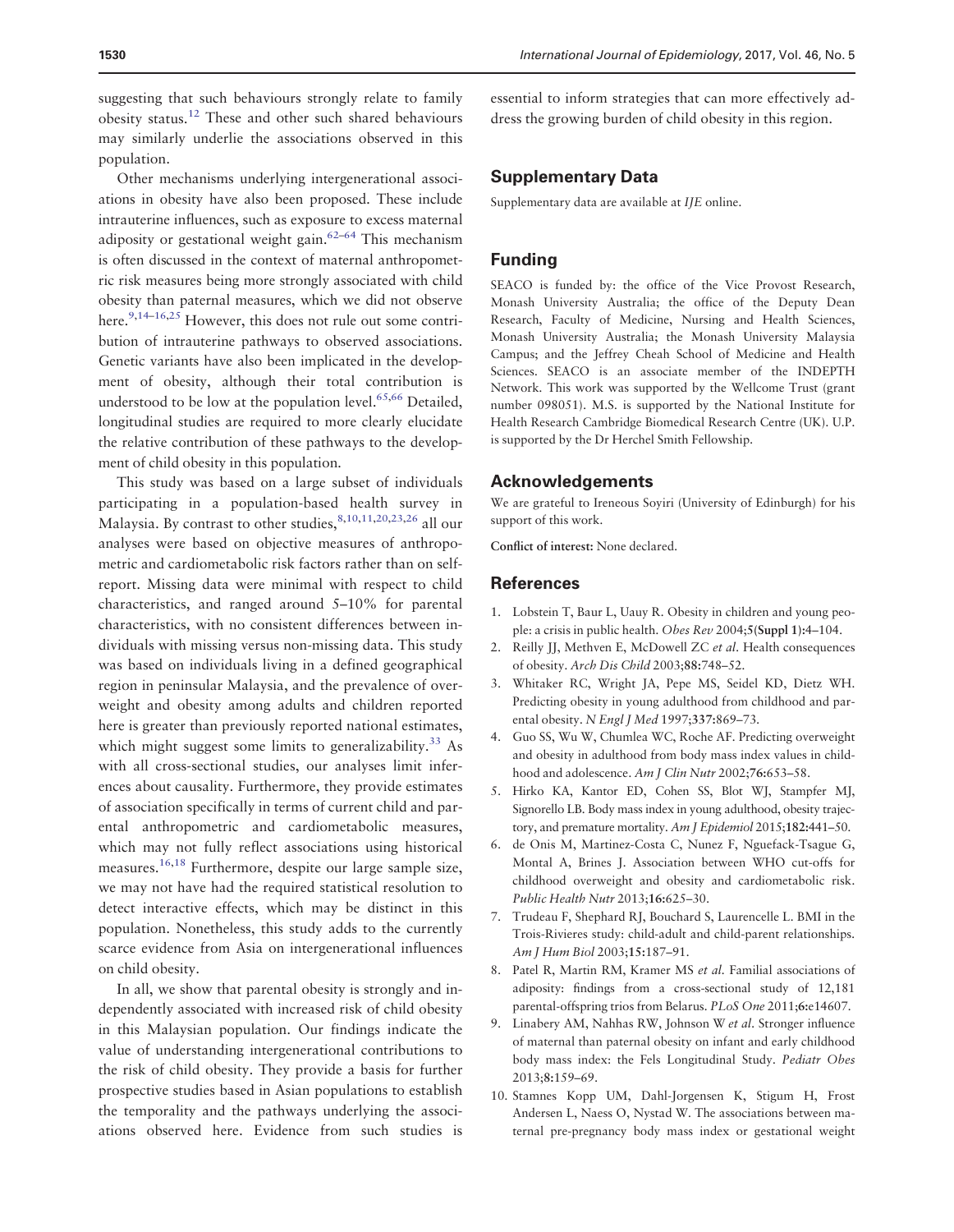suggesting that such behaviours strongly relate to family obesity status.[12] These and other such shared behaviours may similarly underlie the associations observed in this population.

Other mechanisms underlying intergenerational associations in obesity have also been proposed. These include intrauterine influences, such as exposure to excess maternal adiposity or gestational weight gain.[62–64] This mechanism is often discussed in the context of maternal anthropometric risk measures being more strongly associated with child obesity than paternal measures, which we did not observe here.[9,14–16,25] However, this does not rule out some contribution of intrauterine pathways to observed associations. Genetic variants have also been implicated in the development of obesity, although their total contribution is understood to be low at the population level.[65,66] Detailed, longitudinal studies are required to more clearly elucidate the relative contribution of these pathways to the development of child obesity in this population.

This study was based on a large subset of individuals participating in a population-based health survey in Malaysia. By contrast to other studies,[8,10,11,20,23,26] all our analyses were based on objective measures of anthropometric and cardiometabolic risk factors rather than on self-report. Missing data were minimal with respect to child characteristics, and ranged around 5–10% for parental characteristics, with no consistent differences between individuals with missing versus non-missing data. This study was based on individuals living in a defined geographical region in peninsular Malaysia, and the prevalence of overweight and obesity among adults and children reported here is greater than previously reported national estimates, which might suggest some limits to generalizability.[33] As with all cross-sectional studies, our analyses limit inferences about causality. Furthermore, they provide estimates of association specifically in terms of current child and parental anthropometric and cardiometabolic measures, which may not fully reflect associations using historical measures.[16,18] Furthermore, despite our large sample size, we may not have had the required statistical resolution to detect interactive effects, which may be distinct in this population. Nonetheless, this study adds to the currently scarce evidence from Asia on intergenerational influences on child obesity.

In all, we show that parental obesity is strongly and independently associated with increased risk of child obesity in this Malaysian population. Our findings indicate the value of understanding intergenerational contributions to the risk of child obesity. They provide a basis for further prospective studies based in Asian populations to establish the temporality and the pathways underlying the associations observed here. Evidence from such studies is essential to inform strategies that can more effectively address the growing burden of child obesity in this region.

## Supplementary Data

Supplementary data are available at *IJE* online.

## Funding

SEACO is funded by: the office of the Vice Provost Research, Monash University Australia; the office of the Deputy Dean Research, Faculty of Medicine, Nursing and Health Sciences, Monash University Australia; the Monash University Malaysia Campus; and the Jeffrey Cheah School of Medicine and Health Sciences. SEACO is an associate member of the INDEPTH Network. This work was supported by the Wellcome Trust (grant number 098051). M.S. is supported by the National Institute for Health Research Cambridge Biomedical Research Centre (UK). U.P. is supported by the Dr Herchel Smith Fellowship.

## Acknowledgements

We are grateful to Ireneous Soyiri (University of Edinburgh) for his support of this work.

**Conflict of interest:** None declared.

## References

1. Lobstein T, Baur L, Uauy R. Obesity in children and young people: a crisis in public health. *Obes Rev* 2004;**5(Suppl 1)**:4–104.
2. Reilly JJ, Methven E, McDowell ZC *et al*. Health consequences of obesity. *Arch Dis Child* 2003;**88**:748–52.
3. Whitaker RC, Wright JA, Pepe MS, Seidel KD, Dietz WH. Predicting obesity in young adulthood from childhood and parental obesity. *N Engl J Med* 1997;**337**:869–73.
4. Guo SS, Wu W, Chumlea WC, Roche AF. Predicting overweight and obesity in adulthood from body mass index values in childhood and adolescence. *Am J Clin Nutr* 2002;**76**:653–58.
5. Hirko KA, Kantor ED, Cohen SS, Blot WJ, Stampfer MJ, Signorello LB. Body mass index in young adulthood, obesity trajectory, and premature mortality. *Am J Epidemiol* 2015;**182**:441–50.
6. de Onis M, Martinez-Costa C, Nunez F, Nguefack-Tsague G, Montal A, Brines J. Association between WHO cut-offs for childhood overweight and obesity and cardiometabolic risk. *Public Health Nutr* 2013;**16**:625–30.
7. Trudeau F, Shephard RJ, Bouchard S, Laurencelle L. BMI in the Trois-Rivieres study: child-adult and child-parent relationships. *Am J Hum Biol* 2003;**15**:187–91.
8. Patel R, Martin RM, Kramer MS *et al*. Familial associations of adiposity: findings from a cross-sectional study of 12,181 parental-offspring trios from Belarus. *PLoS One* 2011;**6**:e14607.
9. Linabery AM, Nahhas RW, Johnson W *et al*. Stronger influence of maternal than paternal obesity on infant and early childhood body mass index: the Fels Longitudinal Study. *Pediatr Obes* 2013;**8**:159–69.
10. Stamnes Kopp UM, Dahl-Jorgensen K, Stigum H, Frost Andersen L, Naess O, Nystad W. The associations between maternal pre-pregnancy body mass index or gestational weight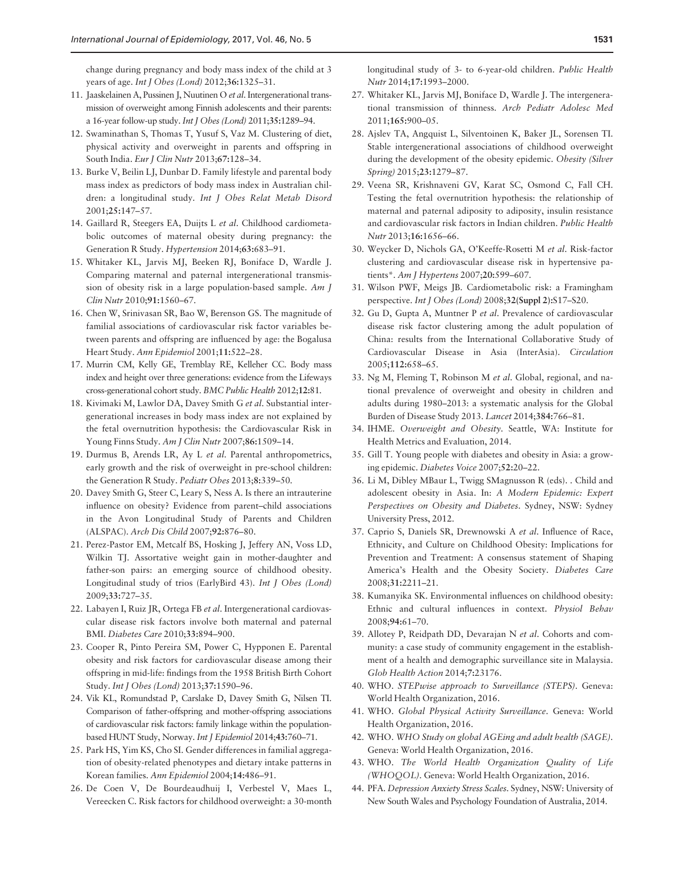change during pregnancy and body mass index of the child at 3 years of age. *Int J Obes (Lond)* 2012;**36**:1325–31.

11. Jaaskelainen A, Pussinen J, Nuutinen O *et al*. Intergenerational transmission of overweight among Finnish adolescents and their parents: a 16-year follow-up study. *Int J Obes (Lond)* 2011;**35**:1289–94.
12. Swaminathan S, Thomas T, Yusuf S, Vaz M. Clustering of diet, physical activity and overweight in parents and offspring in South India. *Eur J Clin Nutr* 2013;**67**:128–34.
13. Burke V, Beilin LJ, Dunbar D. Family lifestyle and parental body mass index as predictors of body mass index in Australian children: a longitudinal study. *Int J Obes Relat Metab Disord* 2001;**25**:147–57.
14. Gaillard R, Steegers EA, Duijts L *et al*. Childhood cardiometabolic outcomes of maternal obesity during pregnancy: the Generation R Study. *Hypertension* 2014;**63**:683–91.
15. Whitaker KL, Jarvis MJ, Beeken RJ, Boniface D, Wardle J. Comparing maternal and paternal intergenerational transmission of obesity risk in a large population-based sample. *Am J Clin Nutr* 2010;**91**:1560–67.
16. Chen W, Srinivasan SR, Bao W, Berenson GS. The magnitude of familial associations of cardiovascular risk factor variables between parents and offspring are influenced by age: the Bogalusa Heart Study. *Ann Epidemiol* 2001;**11**:522–28.
17. Murrin CM, Kelly GE, Tremblay RE, Kelleher CC. Body mass index and height over three generations: evidence from the Lifeways cross-generational cohort study. *BMC Public Health* 2012;**12**:81.
18. Kivimaki M, Lawlor DA, Davey Smith G *et al*. Substantial intergenerational increases in body mass index are not explained by the fetal overnutrition hypothesis: the Cardiovascular Risk in Young Finns Study. *Am J Clin Nutr* 2007;**86**:1509–14.
19. Durmus B, Arends LR, Ay L *et al*. Parental anthropometrics, early growth and the risk of overweight in pre-school children: the Generation R Study. *Pediatr Obes* 2013;**8**:339–50.
20. Davey Smith G, Steer C, Leary S, Ness A. Is there an intrauterine influence on obesity? Evidence from parent–child associations in the Avon Longitudinal Study of Parents and Children (ALSPAC). *Arch Dis Child* 2007;**92**:876–80.
21. Perez-Pastor EM, Metcalf BS, Hosking J, Jeffery AN, Voss LD, Wilkin TJ. Assortative weight gain in mother-daughter and father-son pairs: an emerging source of childhood obesity. Longitudinal study of trios (EarlyBird 43). *Int J Obes (Lond)* 2009;**33**:727–35.
22. Labayen I, Ruiz JR, Ortega FB *et al*. Intergenerational cardiovascular disease risk factors involve both maternal and paternal BMI. *Diabetes Care* 2010;**33**:894–900.
23. Cooper R, Pinto Pereira SM, Power C, Hypponen E. Parental obesity and risk factors for cardiovascular disease among their offspring in mid-life: findings from the 1958 British Birth Cohort Study. *Int J Obes (Lond)* 2013;**37**:1590–96.
24. Vik KL, Romundstad P, Carslake D, Davey Smith G, Nilsen TI. Comparison of father-offspring and mother-offspring associations of cardiovascular risk factors: family linkage within the population-based HUNT Study, Norway. *Int J Epidemiol* 2014;**43**:760–71.
25. Park HS, Yim KS, Cho SI. Gender differences in familial aggregation of obesity-related phenotypes and dietary intake patterns in Korean families. *Ann Epidemiol* 2004;**14**:486–91.
26. De Coen V, De Bourdeaudhuij I, Verbestel V, Maes L, Vereecken C. Risk factors for childhood overweight: a 30-month longitudinal study of 3- to 6-year-old children. *Public Health Nutr* 2014;**17**:1993–2000.
27. Whitaker KL, Jarvis MJ, Boniface D, Wardle J. The intergenerational transmission of thinness. *Arch Pediatr Adolesc Med* 2011;**165**:900–05.
28. Ajslev TA, Angquist L, Silventoinen K, Baker JL, Sorensen TI. Stable intergenerational associations of childhood overweight during the development of the obesity epidemic. *Obesity (Silver Spring)* 2015;**23**:1279–87.
29. Veena SR, Krishnaveni GV, Karat SC, Osmond C, Fall CH. Testing the fetal overnutrition hypothesis: the relationship of maternal and paternal adiposity to adiposity, insulin resistance and cardiovascular risk factors in Indian children. *Public Health Nutr* 2013;**16**:1656–66.
30. Weycker D, Nichols GA, O'Keeffe-Rosetti M *et al*. Risk-factor clustering and cardiovascular disease risk in hypertensive patients*. *Am J Hypertens* 2007;**20**:599–607.
31. Wilson PWF, Meigs JB. Cardiometabolic risk: a Framingham perspective. *Int J Obes (Lond)* 2008;**32(Suppl 2)**:S17–S20.
32. Gu D, Gupta A, Muntner P *et al*. Prevalence of cardiovascular disease risk factor clustering among the adult population of China: results from the International Collaborative Study of Cardiovascular Disease in Asia (InterAsia). *Circulation* 2005;**112**:658–65.
33. Ng M, Fleming T, Robinson M *et al*. Global, regional, and national prevalence of overweight and obesity in children and adults during 1980–2013: a systematic analysis for the Global Burden of Disease Study 2013. *Lancet* 2014;**384**:766–81.
34. IHME. *Overweight and Obesity*. Seattle, WA: Institute for Health Metrics and Evaluation, 2014.
35. Gill T. Young people with diabetes and obesity in Asia: a growing epidemic. *Diabetes Voice* 2007;**52**:20–22.
36. Li M, Dibley MBaur L, Twigg SMagnusson R (eds). . Child and adolescent obesity in Asia. In: *A Modern Epidemic: Expert Perspectives on Obesity and Diabetes*. Sydney, NSW: Sydney University Press, 2012.
37. Caprio S, Daniels SR, Drewnowski A *et al*. Influence of Race, Ethnicity, and Culture on Childhood Obesity: Implications for Prevention and Treatment: A consensus statement of Shaping America's Health and the Obesity Society. *Diabetes Care* 2008;**31**:2211–21.
38. Kumanyika SK. Environmental influences on childhood obesity: Ethnic and cultural influences in context. *Physiol Behav* 2008;**94**:61–70.
39. Allotey P, Reidpath DD, Devarajan N *et al*. Cohorts and community: a case study of community engagement in the establishment of a health and demographic surveillance site in Malaysia. *Glob Health Action* 2014;**7**:23176.
40. WHO. *STEPwise approach to Surveillance (STEPS)*. Geneva: World Health Organization, 2016.
41. WHO. *Global Physical Activity Surveillance*. Geneva: World Health Organization, 2016.
42. WHO. *WHO Study on global AGEing and adult health (SAGE)*. Geneva: World Health Organization, 2016.
43. WHO. *The World Health Organization Quality of Life (WHOQOL)*. Geneva: World Health Organization, 2016.
44. PFA. *Depression Anxiety Stress Scales*. Sydney, NSW: University of New South Wales and Psychology Foundation of Australia, 2014.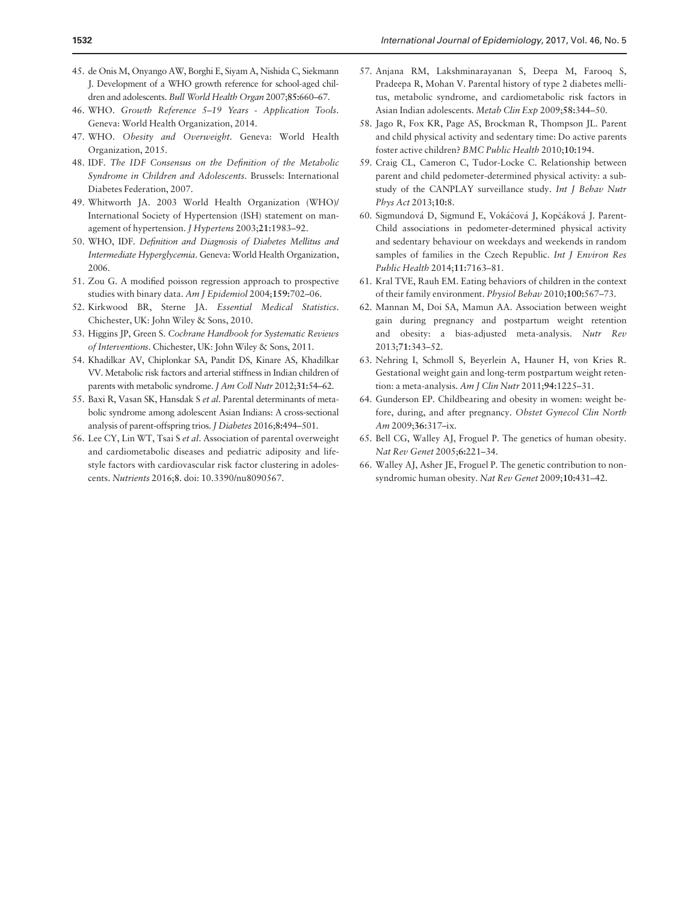45. de Onis M, Onyango AW, Borghi E, Siyam A, Nishida C, Siekmann J. Development of a WHO growth reference for school-aged children and adolescents. *Bull World Health Organ* 2007;**85**:660–67.
46. WHO. *Growth Reference 5–19 Years - Application Tools*. Geneva: World Health Organization, 2014.
47. WHO. *Obesity and Overweight*. Geneva: World Health Organization, 2015.
48. IDF. *The IDF Consensus on the Definition of the Metabolic Syndrome in Children and Adolescents*. Brussels: International Diabetes Federation, 2007.
49. Whitworth JA. 2003 World Health Organization (WHO)/ International Society of Hypertension (ISH) statement on management of hypertension. *J Hypertens* 2003;**21**:1983–92.
50. WHO, IDF. *Definition and Diagnosis of Diabetes Mellitus and Intermediate Hyperglycemia*. Geneva: World Health Organization, 2006.
51. Zou G. A modified poisson regression approach to prospective studies with binary data. *Am J Epidemiol* 2004;**159**:702–06.
52. Kirkwood BR, Sterne JA. *Essential Medical Statistics*. Chichester, UK: John Wiley & Sons, 2010.
53. Higgins JP, Green S. *Cochrane Handbook for Systematic Reviews of Interventions*. Chichester, UK: John Wiley & Sons, 2011.
54. Khadilkar AV, Chiplonkar SA, Pandit DS, Kinare AS, Khadilkar VV. Metabolic risk factors and arterial stiffness in Indian children of parents with metabolic syndrome. *J Am Coll Nutr* 2012;**31**:54–62.
55. Baxi R, Vasan SK, Hansdak S *et al*. Parental determinants of metabolic syndrome among adolescent Asian Indians: A cross-sectional analysis of parent-offspring trios. *J Diabetes* 2016;**8**:494–501.
56. Lee CY, Lin WT, Tsai S *et al*. Association of parental overweight and cardiometabolic diseases and pediatric adiposity and lifestyle factors with cardiovascular risk factor clustering in adolescents. *Nutrients* 2016;**8**. doi: 10.3390/nu8090567.
57. Anjana RM, Lakshminarayanan S, Deepa M, Farooq S, Pradeepa R, Mohan V. Parental history of type 2 diabetes mellitus, metabolic syndrome, and cardiometabolic risk factors in Asian Indian adolescents. *Metab Clin Exp* 2009;**58**:344–50.
58. Jago R, Fox KR, Page AS, Brockman R, Thompson JL. Parent and child physical activity and sedentary time: Do active parents foster active children? *BMC Public Health* 2010;**10**:194.
59. Craig CL, Cameron C, Tudor-Locke C. Relationship between parent and child pedometer-determined physical activity: a substudy of the CANPLAY surveillance study. *Int J Behav Nutr Phys Act* 2013;**10**:8.
60. Sigmundová D, Sigmund E, Vokáčová J, Kopčáková J. Parent-Child associations in pedometer-determined physical activity and sedentary behaviour on weekdays and weekends in random samples of families in the Czech Republic. *Int J Environ Res Public Health* 2014;**11**:7163–81.
61. Kral TVE, Rauh EM. Eating behaviors of children in the context of their family environment. *Physiol Behav* 2010;**100**:567–73.
62. Mannan M, Doi SA, Mamun AA. Association between weight gain during pregnancy and postpartum weight retention and obesity: a bias-adjusted meta-analysis. *Nutr Rev* 2013;**71**:343–52.
63. Nehring I, Schmoll S, Beyerlein A, Hauner H, von Kries R. Gestational weight gain and long-term postpartum weight retention: a meta-analysis. *Am J Clin Nutr* 2011;**94**:1225–31.
64. Gunderson EP. Childbearing and obesity in women: weight before, during, and after pregnancy. *Obstet Gynecol Clin North Am* 2009;**36**:317–ix.
65. Bell CG, Walley AJ, Froguel P. The genetics of human obesity. *Nat Rev Genet* 2005;**6**:221–34.
66. Walley AJ, Asher JE, Froguel P. The genetic contribution to non-syndromic human obesity. *Nat Rev Genet* 2009;**10**:431–42.